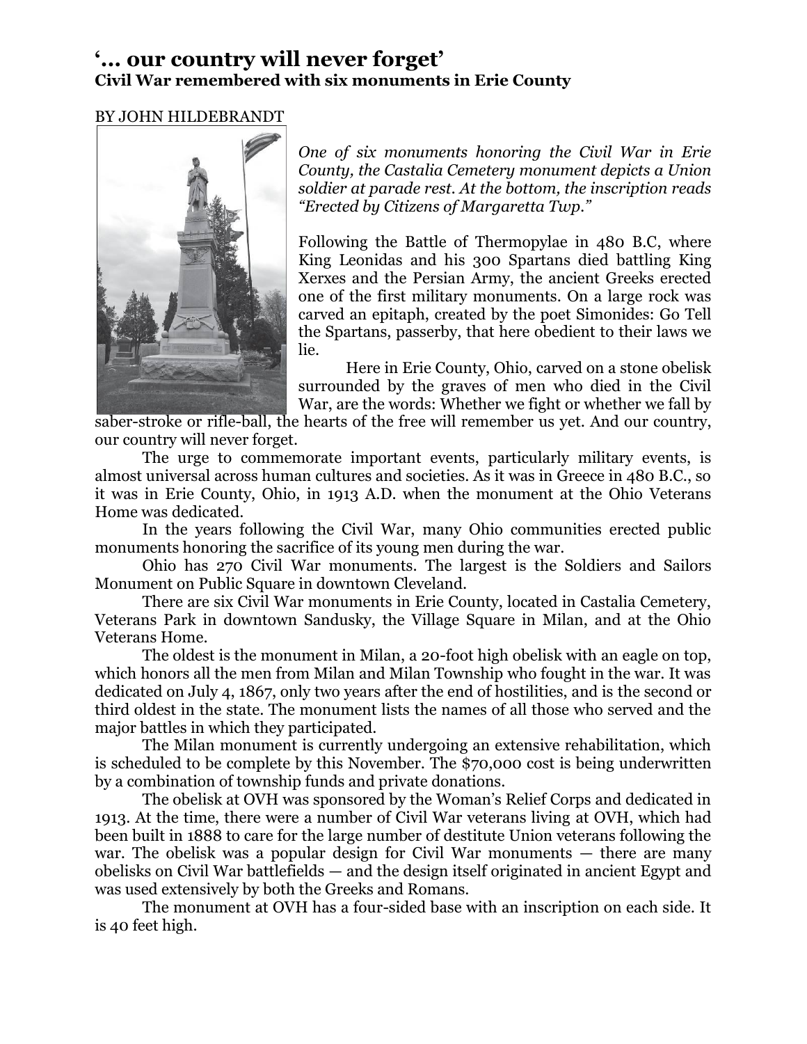# '… our country will never forget'

**Civil War remembered with six monuments in Erie County**

BY JOHN HILDEBRANDT

*One of six monuments honoring the Civil War in Erie County, the Castalia Cemetery monument depicts a Union soldier at parade rest. At the bottom, the inscription reads "Erected by Citizens of Margaretta Twp."*

Following the Battle of Thermopylae in 480 B.C, where King Leonidas and his 300 Spartans died battling King Xerxes and the Persian Army, the ancient Greeks erected one of the first military monuments. On a large rock was carved an epitaph, created by the poet Simonides: Go Tell the Spartans, passerby, that here obedient to their laws we lie.

Here in Erie County, Ohio, carved on a stone obelisk surrounded by the graves of men who died in the Civil War, are the words: Whether we fight or whether we fall by saber-stroke or rifle-ball, the hearts of the free will remember us yet. And our country, our country will never forget.

The urge to commemorate important events, particularly military events, is almost universal across human cultures and societies. As it was in Greece in 480 B.C., so it was in Erie County, Ohio, in 1913 A.D. when the monument at the Ohio Veterans Home was dedicated.

In the years following the Civil War, many Ohio communities erected public monuments honoring the sacrifice of its young men during the war.

Ohio has 270 Civil War monuments. The largest is the Soldiers and Sailors Monument on Public Square in downtown Cleveland.

There are six Civil War monuments in Erie County, located in Castalia Cemetery, Veterans Park in downtown Sandusky, the Village Square in Milan, and at the Ohio Veterans Home.

The oldest is the monument in Milan, a 20-foot high obelisk with an eagle on top, which honors all the men from Milan and Milan Township who fought in the war. It was dedicated on July 4, 1867, only two years after the end of hostilities, and is the second or third oldest in the state. The monument lists the names of all those who served and the major battles in which they participated.

The Milan monument is currently undergoing an extensive rehabilitation, which is scheduled to be complete by this November. The $70,000 cost is being underwritten by a combination of township funds and private donations.

The obelisk at OVH was sponsored by the Woman's Relief Corps and dedicated in 1913. At the time, there were a number of Civil War veterans living at OVH, which had been built in 1888 to care for the large number of destitute Union veterans following the war. The obelisk was a popular design for Civil War monuments — there are many obelisks on Civil War battlefields — and the design itself originated in ancient Egypt and was used extensively by both the Greeks and Romans.

The monument at OVH has a four-sided base with an inscription on each side. It is 40 feet high.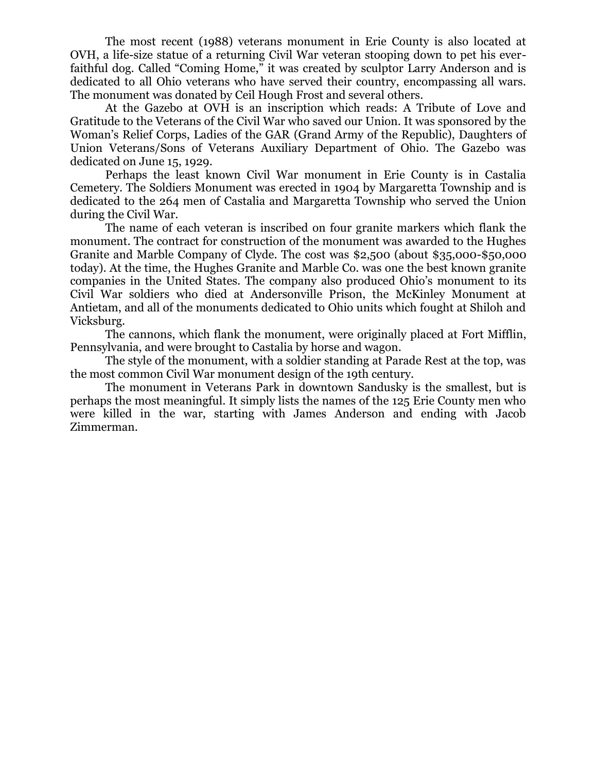The most recent (1988) veterans monument in Erie County is also located at OVH, a life-size statue of a returning Civil War veteran stooping down to pet his ever-faithful dog. Called "Coming Home," it was created by sculptor Larry Anderson and is dedicated to all Ohio veterans who have served their country, encompassing all wars. The monument was donated by Ceil Hough Frost and several others.

At the Gazebo at OVH is an inscription which reads: A Tribute of Love and Gratitude to the Veterans of the Civil War who saved our Union. It was sponsored by the Woman's Relief Corps, Ladies of the GAR (Grand Army of the Republic), Daughters of Union Veterans/Sons of Veterans Auxiliary Department of Ohio. The Gazebo was dedicated on June 15, 1929.

Perhaps the least known Civil War monument in Erie County is in Castalia Cemetery. The Soldiers Monument was erected in 1904 by Margaretta Township and is dedicated to the 264 men of Castalia and Margaretta Township who served the Union during the Civil War.

The name of each veteran is inscribed on four granite markers which flank the monument. The contract for construction of the monument was awarded to the Hughes Granite and Marble Company of Clyde. The cost was $2,500 (about $35,000-$50,000 today). At the time, the Hughes Granite and Marble Co. was one the best known granite companies in the United States. The company also produced Ohio's monument to its Civil War soldiers who died at Andersonville Prison, the McKinley Monument at Antietam, and all of the monuments dedicated to Ohio units which fought at Shiloh and Vicksburg.

The cannons, which flank the monument, were originally placed at Fort Mifflin, Pennsylvania, and were brought to Castalia by horse and wagon.

The style of the monument, with a soldier standing at Parade Rest at the top, was the most common Civil War monument design of the 19th century.

The monument in Veterans Park in downtown Sandusky is the smallest, but is perhaps the most meaningful. It simply lists the names of the 125 Erie County men who were killed in the war, starting with James Anderson and ending with Jacob Zimmerman.